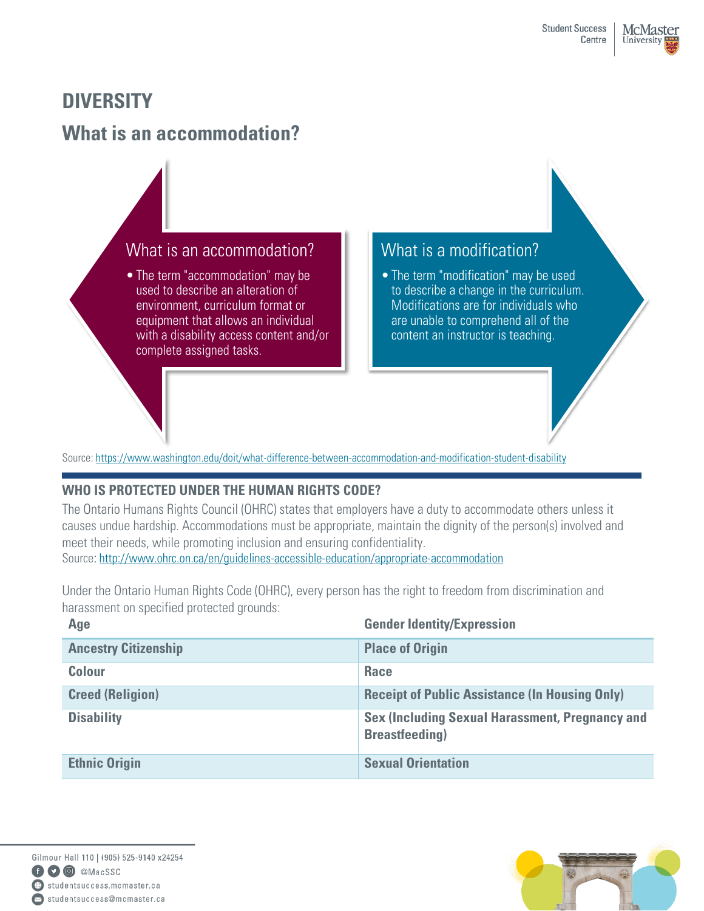# DIVERSITY

## What is an accommodation?

### What is an accommodation?

- The term "accommodation" may be used to describe an alteration of environment, curriculum format or equipment that allows an individual with a disability access content and/or complete assigned tasks.

### What is a modification?

- The term "modification" may be used to describe a change in the curriculum. Modifications are for individuals who are unable to comprehend all of the content an instructor is teaching.

Source: https://www.washington.edu/doit/what-difference-between-accommodation-and-modification-student-disability

### WHO IS PROTECTED UNDER THE HUMAN RIGHTS CODE?

The Ontario Humans Rights Council (OHRC) states that employers have a duty to accommodate others unless it causes undue hardship. Accommodations must be appropriate, maintain the dignity of the person(s) involved and meet their needs, while promoting inclusion and ensuring confidentiality.
Source: http://www.ohrc.on.ca/en/guidelines-accessible-education/appropriate-accommodation

Under the Ontario Human Rights Code (OHRC), every person has the right to freedom from discrimination and harassment on specified protected grounds:

| | |
|---|---|
| **Age** | **Gender Identity/Expression** |
| **Ancestry Citizenship** | **Place of Origin** |
| **Colour** | **Race** |
| **Creed (Religion)** | **Receipt of Public Assistance (In Housing Only)** |
| **Disability** | **Sex (Including Sexual Harassment, Pregnancy and Breastfeeding)** |
| **Ethnic Origin** | **Sexual Orientation** |

Gilmour Hall 110 | (905) 525-9140 x24254
@MacSSC
studentsuccess.mcmaster.ca
studentsuccess@mcmaster.ca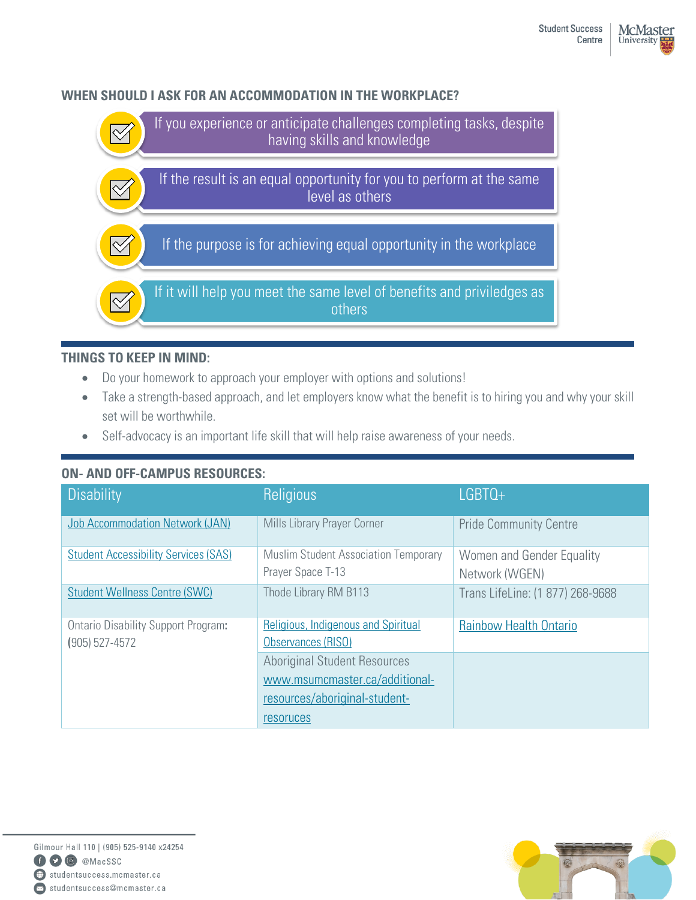## WHEN SHOULD I ASK FOR AN ACCOMMODATION IN THE WORKPLACE?

- If you experience or anticipate challenges completing tasks, despite having skills and knowledge
- If the result is an equal opportunity for you to perform at the same level as others
- If the purpose is for achieving equal opportunity in the workplace
- If it will help you meet the same level of benefits and priviledges as others

## THINGS TO KEEP IN MIND:

- Do your homework to approach your employer with options and solutions!
- Take a strength-based approach, and let employers know what the benefit is to hiring you and why your skill set will be worthwhile.
- Self-advocacy is an important life skill that will help raise awareness of your needs.

## ON- AND OFF-CAMPUS RESOURCES:

| Disability | Religious | LGBTQ+ |
| --- | --- | --- |
| Job Accommodation Network (JAN) | Mills Library Prayer Corner | Pride Community Centre |
| Student Accessibility Services (SAS) | Muslim Student Association Temporary Prayer Space T-13 | Women and Gender Equality Network (WGEN) |
| Student Wellness Centre (SWC) | Thode Library RM B113 | Trans LifeLine: (1 877) 268-9688 |
| Ontario Disability Support Program: (905) 527-4572 | Religious, Indigenous and Spiritual Observances (RISO) | Rainbow Health Ontario |
| | Aboriginal Student Resources www.msumcmaster.ca/additional-resources/aboriginal-student-resources | |

Gilmour Hall 110 | (905) 525-9140 x24254
@MacSSC
studentsuccess.mcmaster.ca
studentsuccess@mcmaster.ca